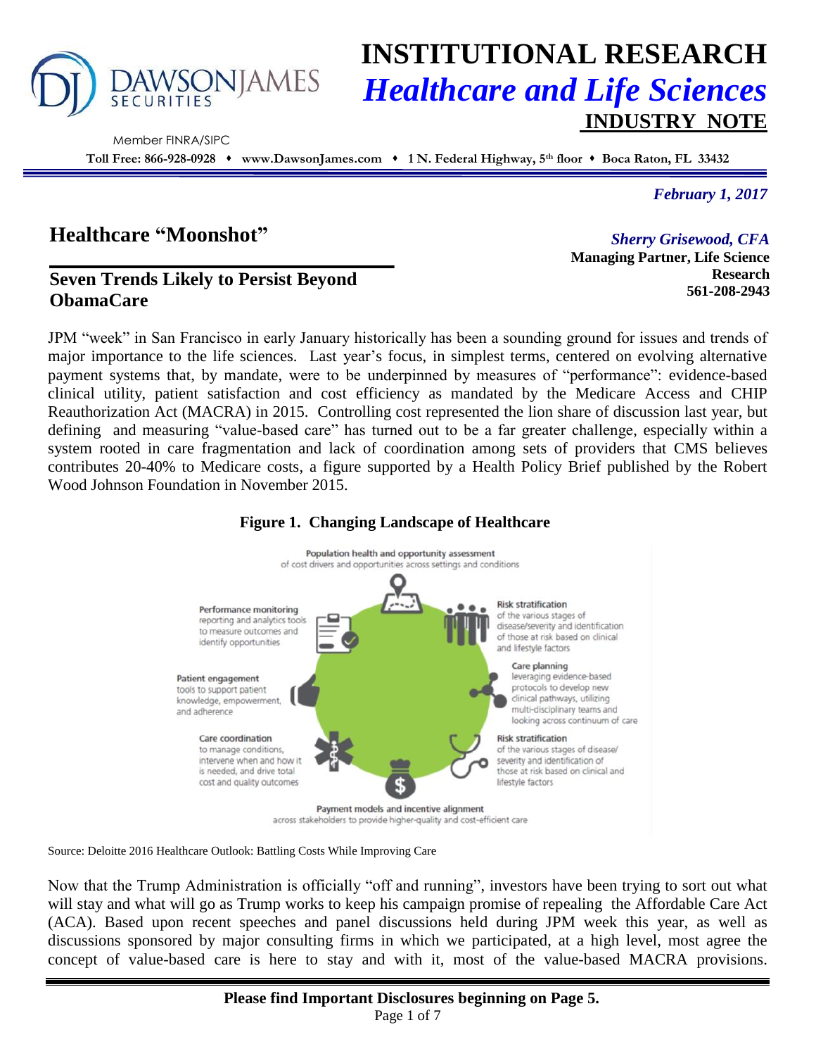# INSTITUTIONAL RESEARCH
## *Healthcare and Life Sciences*
### INDUSTRY NOTE

Member FINRA/SIPC

**Toll Free: 866-928-0928 ♦ www.DawsonJames.com ♦ 1 N. Federal Highway, 5th floor ♦ Boca Raton, FL 33432**

*February 1, 2017*

## Healthcare "Moonshot"

### Seven Trends Likely to Persist Beyond ObamaCare

*Sherry Grisewood, CFA*
**Managing Partner, Life Science Research**
**561-208-2943**

JPM "week" in San Francisco in early January historically has been a sounding ground for issues and trends of major importance to the life sciences. Last year's focus, in simplest terms, centered on evolving alternative payment systems that, by mandate, were to be underpinned by measures of "performance": evidence-based clinical utility, patient satisfaction and cost efficiency as mandated by the Medicare Access and CHIP Reauthorization Act (MACRA) in 2015. Controlling cost represented the lion share of discussion last year, but defining and measuring "value-based care" has turned out to be a far greater challenge, especially within a system rooted in care fragmentation and lack of coordination among sets of providers that CMS believes contributes 20-40% to Medicare costs, a figure supported by a Health Policy Brief published by the Robert Wood Johnson Foundation in November 2015.

**Figure 1. Changing Landscape of Healthcare**

Population health and opportunity assessment of cost drivers and opportunities across settings and conditions

Risk stratification of the various stages of disease/severity and identification of those at risk based on clinical and lifestyle factors

Care planning leveraging evidence-based protocols to develop new clinical pathways, utilizing multi-disciplinary teams and looking across continuum of care

Risk stratification of the various stages of disease/severity and identification of those at risk based on clinical and lifestyle factors

Payment models and incentive alignment across stakeholders to provide higher-quality and cost-efficient care

Care coordination to manage conditions, intervene when and how it is needed, and drive total cost and quality outcomes

Patient engagement tools to support patient knowledge, empowerment, and adherence

Performance monitoring reporting and analytics tools to measure outcomes and identify opportunities

Source: Deloitte 2016 Healthcare Outlook: Battling Costs While Improving Care

Now that the Trump Administration is officially "off and running", investors have been trying to sort out what will stay and what will go as Trump works to keep his campaign promise of repealing the Affordable Care Act (ACA). Based upon recent speeches and panel discussions held during JPM week this year, as well as discussions sponsored by major consulting firms in which we participated, at a high level, most agree the concept of value-based care is here to stay and with it, most of the value-based MACRA provisions.

**Please find Important Disclosures beginning on Page 5.**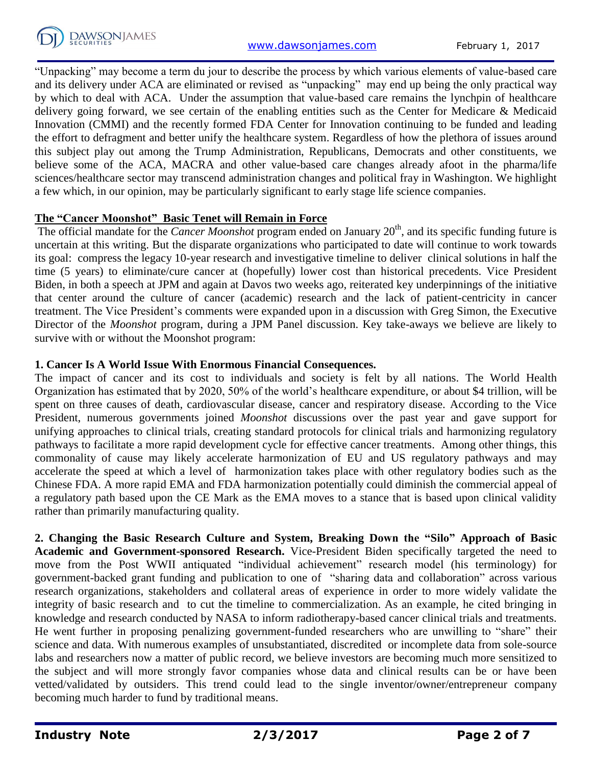"Unpacking" may become a term du jour to describe the process by which various elements of value-based care and its delivery under ACA are eliminated or revised as "unpacking" may end up being the only practical way by which to deal with ACA. Under the assumption that value-based care remains the lynchpin of healthcare delivery going forward, we see certain of the enabling entities such as the Center for Medicare & Medicaid Innovation (CMMI) and the recently formed FDA Center for Innovation continuing to be funded and leading the effort to defragment and better unify the healthcare system. Regardless of how the plethora of issues around this subject play out among the Trump Administration, Republicans, Democrats and other constituents, we believe some of the ACA, MACRA and other value-based care changes already afoot in the pharma/life sciences/healthcare sector may transcend administration changes and political fray in Washington. We highlight a few which, in our opinion, may be particularly significant to early stage life science companies.

## The "Cancer Moonshot" Basic Tenet will Remain in Force

The official mandate for the *Cancer Moonshot* program ended on January 20th, and its specific funding future is uncertain at this writing. But the disparate organizations who participated to date will continue to work towards its goal: compress the legacy 10-year research and investigative timeline to deliver clinical solutions in half the time (5 years) to eliminate/cure cancer at (hopefully) lower cost than historical precedents. Vice President Biden, in both a speech at JPM and again at Davos two weeks ago, reiterated key underpinnings of the initiative that center around the culture of cancer (academic) research and the lack of patient-centricity in cancer treatment. The Vice President's comments were expanded upon in a discussion with Greg Simon, the Executive Director of the *Moonshot* program, during a JPM Panel discussion. Key take-aways we believe are likely to survive with or without the Moonshot program:

**1. Cancer Is A World Issue With Enormous Financial Consequences.**
The impact of cancer and its cost to individuals and society is felt by all nations. The World Health Organization has estimated that by 2020, 50% of the world's healthcare expenditure, or about $4 trillion, will be spent on three causes of death, cardiovascular disease, cancer and respiratory disease. According to the Vice President, numerous governments joined *Moonshot* discussions over the past year and gave support for unifying approaches to clinical trials, creating standard protocols for clinical trials and harmonizing regulatory pathways to facilitate a more rapid development cycle for effective cancer treatments. Among other things, this commonality of cause may likely accelerate harmonization of EU and US regulatory pathways and may accelerate the speed at which a level of harmonization takes place with other regulatory bodies such as the Chinese FDA. A more rapid EMA and FDA harmonization potentially could diminish the commercial appeal of a regulatory path based upon the CE Mark as the EMA moves to a stance that is based upon clinical validity rather than primarily manufacturing quality.

**2. Changing the Basic Research Culture and System, Breaking Down the "Silo" Approach of Basic Academic and Government-sponsored Research.** Vice-President Biden specifically targeted the need to move from the Post WWII antiquated "individual achievement" research model (his terminology) for government-backed grant funding and publication to one of "sharing data and collaboration" across various research organizations, stakeholders and collateral areas of experience in order to more widely validate the integrity of basic research and to cut the timeline to commercialization. As an example, he cited bringing in knowledge and research conducted by NASA to inform radiotherapy-based cancer clinical trials and treatments. He went further in proposing penalizing government-funded researchers who are unwilling to "share" their science and data. With numerous examples of unsubstantiated, discredited or incomplete data from sole-source labs and researchers now a matter of public record, we believe investors are becoming much more sensitized to the subject and will more strongly favor companies whose data and clinical results can be or have been vetted/validated by outsiders. This trend could lead to the single inventor/owner/entrepreneur company becoming much harder to fund by traditional means.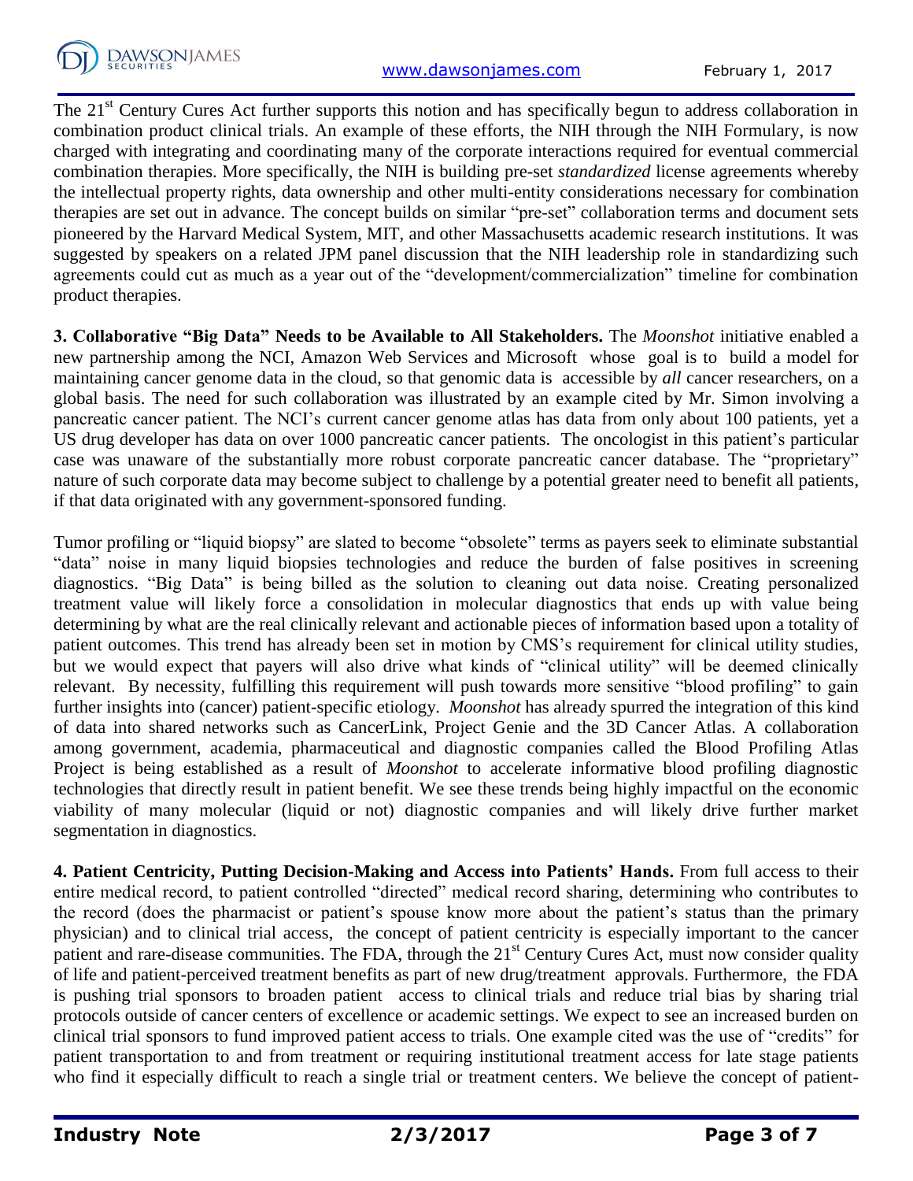The 21st Century Cures Act further supports this notion and has specifically begun to address collaboration in combination product clinical trials. An example of these efforts, the NIH through the NIH Formulary, is now charged with integrating and coordinating many of the corporate interactions required for eventual commercial combination therapies. More specifically, the NIH is building pre-set *standardized* license agreements whereby the intellectual property rights, data ownership and other multi-entity considerations necessary for combination therapies are set out in advance. The concept builds on similar "pre-set" collaboration terms and document sets pioneered by the Harvard Medical System, MIT, and other Massachusetts academic research institutions. It was suggested by speakers on a related JPM panel discussion that the NIH leadership role in standardizing such agreements could cut as much as a year out of the "development/commercialization" timeline for combination product therapies.

**3. Collaborative "Big Data" Needs to be Available to All Stakeholders.** The *Moonshot* initiative enabled a new partnership among the NCI, Amazon Web Services and Microsoft whose goal is to build a model for maintaining cancer genome data in the cloud, so that genomic data is accessible by *all* cancer researchers, on a global basis. The need for such collaboration was illustrated by an example cited by Mr. Simon involving a pancreatic cancer patient. The NCI's current cancer genome atlas has data from only about 100 patients, yet a US drug developer has data on over 1000 pancreatic cancer patients. The oncologist in this patient's particular case was unaware of the substantially more robust corporate pancreatic cancer database. The "proprietary" nature of such corporate data may become subject to challenge by a potential greater need to benefit all patients, if that data originated with any government-sponsored funding.

Tumor profiling or "liquid biopsy" are slated to become "obsolete" terms as payers seek to eliminate substantial "data" noise in many liquid biopsies technologies and reduce the burden of false positives in screening diagnostics. "Big Data" is being billed as the solution to cleaning out data noise. Creating personalized treatment value will likely force a consolidation in molecular diagnostics that ends up with value being determining by what are the real clinically relevant and actionable pieces of information based upon a totality of patient outcomes. This trend has already been set in motion by CMS's requirement for clinical utility studies, but we would expect that payers will also drive what kinds of "clinical utility" will be deemed clinically relevant. By necessity, fulfilling this requirement will push towards more sensitive "blood profiling" to gain further insights into (cancer) patient-specific etiology. *Moonshot* has already spurred the integration of this kind of data into shared networks such as CancerLink, Project Genie and the 3D Cancer Atlas. A collaboration among government, academia, pharmaceutical and diagnostic companies called the Blood Profiling Atlas Project is being established as a result of *Moonshot* to accelerate informative blood profiling diagnostic technologies that directly result in patient benefit. We see these trends being highly impactful on the economic viability of many molecular (liquid or not) diagnostic companies and will likely drive further market segmentation in diagnostics.

**4. Patient Centricity, Putting Decision-Making and Access into Patients' Hands.** From full access to their entire medical record, to patient controlled "directed" medical record sharing, determining who contributes to the record (does the pharmacist or patient's spouse know more about the patient's status than the primary physician) and to clinical trial access, the concept of patient centricity is especially important to the cancer patient and rare-disease communities. The FDA, through the 21st Century Cures Act, must now consider quality of life and patient-perceived treatment benefits as part of new drug/treatment approvals. Furthermore, the FDA is pushing trial sponsors to broaden patient access to clinical trials and reduce trial bias by sharing trial protocols outside of cancer centers of excellence or academic settings. We expect to see an increased burden on clinical trial sponsors to fund improved patient access to trials. One example cited was the use of "credits" for patient transportation to and from treatment or requiring institutional treatment access for late stage patients who find it especially difficult to reach a single trial or treatment centers. We believe the concept of patient-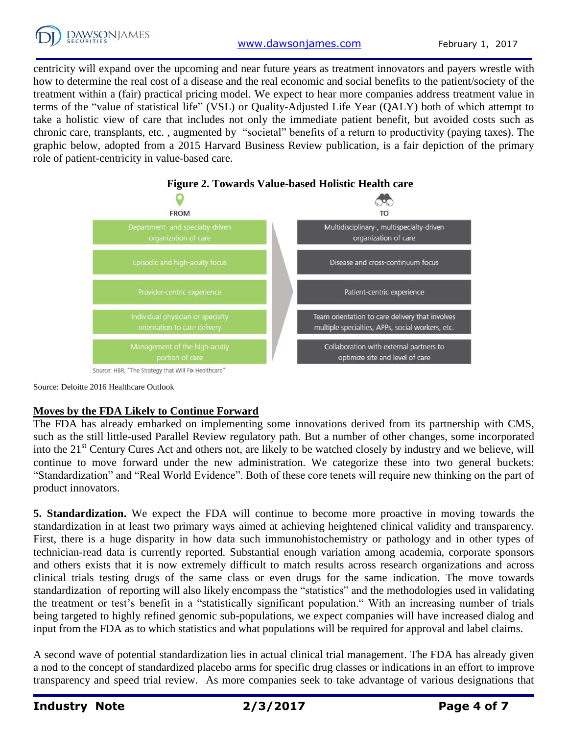centricity will expand over the upcoming and near future years as treatment innovators and payers wrestle with how to determine the real cost of a disease and the real economic and social benefits to the patient/society of the treatment within a (fair) practical pricing model. We expect to hear more companies address treatment value in terms of the "value of statistical life" (VSL) or Quality-Adjusted Life Year (QALY) both of which attempt to take a holistic view of care that includes not only the immediate patient benefit, but avoided costs such as chronic care, transplants, etc. , augmented by "societal" benefits of a return to productivity (paying taxes). The graphic below, adopted from a 2015 Harvard Business Review publication, is a fair depiction of the primary role of patient-centricity in value-based care.

**Figure 2. Towards Value-based Holistic Health care**

| FROM | TO |
| --- | --- |
| Department- and specialty-driven organization of care | Multidisciplinary-, multispecialty-driven organization of care |
| Episodic and high-acuity focus | Disease and cross-continuum focus |
| Provider-centric experience | Patient-centric experience |
| Individual physician or specialty orientation to care delivery | Team orientation to care delivery that involves multiple specialties, APPs, social workers, etc. |
| Management of the high-acuity portion of care | Collaboration with external partners to optimize site and level of care |

Source: HBR, "The Strategy that Will Fix Healthcare"

Source: Deloitte 2016 Healthcare Outlook

## Moves by the FDA Likely to Continue Forward

The FDA has already embarked on implementing some innovations derived from its partnership with CMS, such as the still little-used Parallel Review regulatory path. But a number of other changes, some incorporated into the 21st Century Cures Act and others not, are likely to be watched closely by industry and we believe, will continue to move forward under the new administration. We categorize these into two general buckets: "Standardization" and "Real World Evidence". Both of these core tenets will require new thinking on the part of product innovators.

**5. Standardization.** We expect the FDA will continue to become more proactive in moving towards the standardization in at least two primary ways aimed at achieving heightened clinical validity and transparency. First, there is a huge disparity in how data such immunohistochemistry or pathology and in other types of technician-read data is currently reported. Substantial enough variation among academia, corporate sponsors and others exists that it is now extremely difficult to match results across research organizations and across clinical trials testing drugs of the same class or even drugs for the same indication. The move towards standardization of reporting will also likely encompass the "statistics" and the methodologies used in validating the treatment or test's benefit in a "statistically significant population." With an increasing number of trials being targeted to highly refined genomic sub-populations, we expect companies will have increased dialog and input from the FDA as to which statistics and what populations will be required for approval and label claims.

A second wave of potential standardization lies in actual clinical trial management. The FDA has already given a nod to the concept of standardized placebo arms for specific drug classes or indications in an effort to improve transparency and speed trial review. As more companies seek to take advantage of various designations that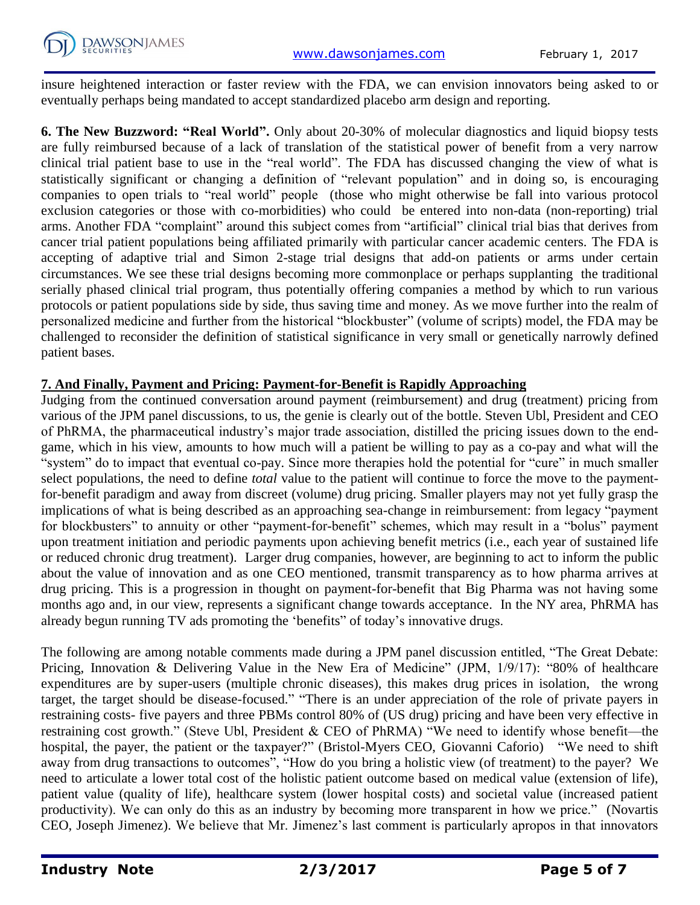insure heightened interaction or faster review with the FDA, we can envision innovators being asked to or eventually perhaps being mandated to accept standardized placebo arm design and reporting.

**6. The New Buzzword: "Real World".** Only about 20-30% of molecular diagnostics and liquid biopsy tests are fully reimbursed because of a lack of translation of the statistical power of benefit from a very narrow clinical trial patient base to use in the "real world". The FDA has discussed changing the view of what is statistically significant or changing a definition of "relevant population" and in doing so, is encouraging companies to open trials to "real world" people (those who might otherwise be fall into various protocol exclusion categories or those with co-morbidities) who could be entered into non-data (non-reporting) trial arms. Another FDA "complaint" around this subject comes from "artificial" clinical trial bias that derives from cancer trial patient populations being affiliated primarily with particular cancer academic centers. The FDA is accepting of adaptive trial and Simon 2-stage trial designs that add-on patients or arms under certain circumstances. We see these trial designs becoming more commonplace or perhaps supplanting the traditional serially phased clinical trial program, thus potentially offering companies a method by which to run various protocols or patient populations side by side, thus saving time and money. As we move further into the realm of personalized medicine and further from the historical "blockbuster" (volume of scripts) model, the FDA may be challenged to reconsider the definition of statistical significance in very small or genetically narrowly defined patient bases.

**7. And Finally, Payment and Pricing: Payment-for-Benefit is Rapidly Approaching**

Judging from the continued conversation around payment (reimbursement) and drug (treatment) pricing from various of the JPM panel discussions, to us, the genie is clearly out of the bottle. Steven Ubl, President and CEO of PhRMA, the pharmaceutical industry's major trade association, distilled the pricing issues down to the end-game, which in his view, amounts to how much will a patient be willing to pay as a co-pay and what will the "system" do to impact that eventual co-pay. Since more therapies hold the potential for "cure" in much smaller select populations, the need to define *total* value to the patient will continue to force the move to the payment-for-benefit paradigm and away from discreet (volume) drug pricing. Smaller players may not yet fully grasp the implications of what is being described as an approaching sea-change in reimbursement: from legacy "payment for blockbusters" to annuity or other "payment-for-benefit" schemes, which may result in a "bolus" payment upon treatment initiation and periodic payments upon achieving benefit metrics (i.e., each year of sustained life or reduced chronic drug treatment). Larger drug companies, however, are beginning to act to inform the public about the value of innovation and as one CEO mentioned, transmit transparency as to how pharma arrives at drug pricing. This is a progression in thought on payment-for-benefit that Big Pharma was not having some months ago and, in our view, represents a significant change towards acceptance. In the NY area, PhRMA has already begun running TV ads promoting the 'benefits" of today's innovative drugs.

The following are among notable comments made during a JPM panel discussion entitled, "The Great Debate: Pricing, Innovation & Delivering Value in the New Era of Medicine" (JPM, 1/9/17): "80% of healthcare expenditures are by super-users (multiple chronic diseases), this makes drug prices in isolation, the wrong target, the target should be disease-focused." "There is an under appreciation of the role of private payers in restraining costs- five payers and three PBMs control 80% of (US drug) pricing and have been very effective in restraining cost growth." (Steve Ubl, President & CEO of PhRMA) "We need to identify whose benefit—the hospital, the payer, the patient or the taxpayer?" (Bristol-Myers CEO, Giovanni Caforio) "We need to shift away from drug transactions to outcomes", "How do you bring a holistic view (of treatment) to the payer? We need to articulate a lower total cost of the holistic patient outcome based on medical value (extension of life), patient value (quality of life), healthcare system (lower hospital costs) and societal value (increased patient productivity). We can only do this as an industry by becoming more transparent in how we price." (Novartis CEO, Joseph Jimenez). We believe that Mr. Jimenez's last comment is particularly apropos in that innovators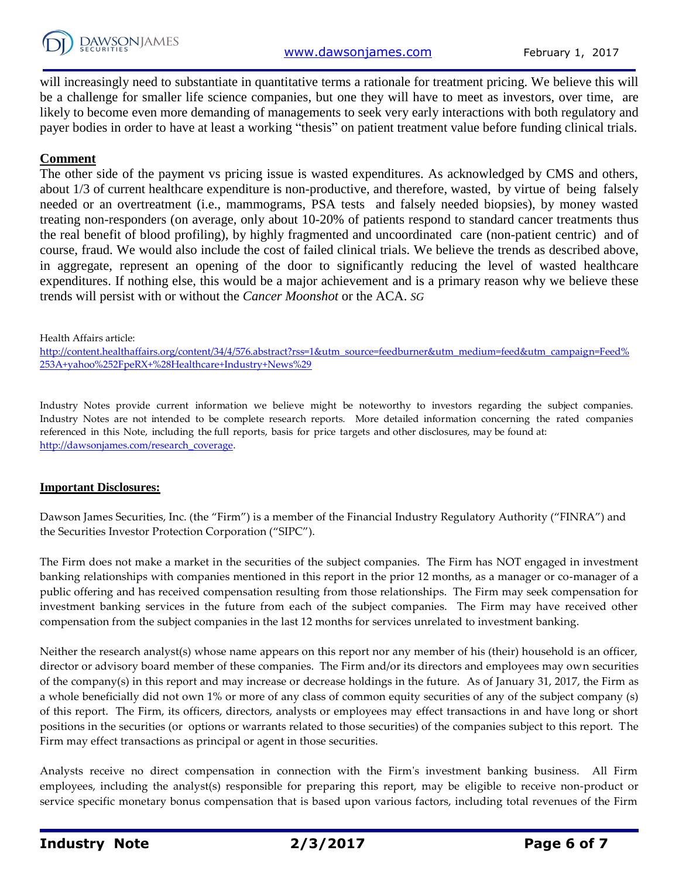will increasingly need to substantiate in quantitative terms a rationale for treatment pricing. We believe this will be a challenge for smaller life science companies, but one they will have to meet as investors, over time, are likely to become even more demanding of managements to seek very early interactions with both regulatory and payer bodies in order to have at least a working "thesis" on patient treatment value before funding clinical trials.

**Comment**

The other side of the payment vs pricing issue is wasted expenditures. As acknowledged by CMS and others, about 1/3 of current healthcare expenditure is non-productive, and therefore, wasted, by virtue of being falsely needed or an overtreatment (i.e., mammograms, PSA tests and falsely needed biopsies), by money wasted treating non-responders (on average, only about 10-20% of patients respond to standard cancer treatments thus the real benefit of blood profiling), by highly fragmented and uncoordinated care (non-patient centric) and of course, fraud. We would also include the cost of failed clinical trials. We believe the trends as described above, in aggregate, represent an opening of the door to significantly reducing the level of wasted healthcare expenditures. If nothing else, this would be a major achievement and is a primary reason why we believe these trends will persist with or without the *Cancer Moonshot* or the ACA. *SG*

Health Affairs article:
[http://content.healthaffairs.org/content/34/4/576.abstract?rss=1&utm_source=feedburner&utm_medium=feed&utm_campaign=Feed%253A+yahoo%252FpeRX+%28Healthcare+Industry+News%29](http://content.healthaffairs.org/content/34/4/576.abstract?rss=1&utm_source=feedburner&utm_medium=feed&utm_campaign=Feed%253A+yahoo%252FpeRX+%28Healthcare+Industry+News%29)

Industry Notes provide current information we believe might be noteworthy to investors regarding the subject companies. Industry Notes are not intended to be complete research reports. More detailed information concerning the rated companies referenced in this Note, including the full reports, basis for price targets and other disclosures, may be found at: [http://dawsonjames.com/research_coverage](http://dawsonjames.com/research_coverage).

**Important Disclosures:**

Dawson James Securities, Inc. (the "Firm") is a member of the Financial Industry Regulatory Authority ("FINRA") and the Securities Investor Protection Corporation ("SIPC").

The Firm does not make a market in the securities of the subject companies. The Firm has NOT engaged in investment banking relationships with companies mentioned in this report in the prior 12 months, as a manager or co-manager of a public offering and has received compensation resulting from those relationships. The Firm may seek compensation for investment banking services in the future from each of the subject companies. The Firm may have received other compensation from the subject companies in the last 12 months for services unrelated to investment banking.

Neither the research analyst(s) whose name appears on this report nor any member of his (their) household is an officer, director or advisory board member of these companies. The Firm and/or its directors and employees may own securities of the company(s) in this report and may increase or decrease holdings in the future. As of January 31, 2017, the Firm as a whole beneficially did not own 1% or more of any class of common equity securities of any of the subject company (s) of this report. The Firm, its officers, directors, analysts or employees may effect transactions in and have long or short positions in the securities (or options or warrants related to those securities) of the companies subject to this report. The Firm may effect transactions as principal or agent in those securities.

Analysts receive no direct compensation in connection with the Firm's investment banking business. All Firm employees, including the analyst(s) responsible for preparing this report, may be eligible to receive non-product or service specific monetary bonus compensation that is based upon various factors, including total revenues of the Firm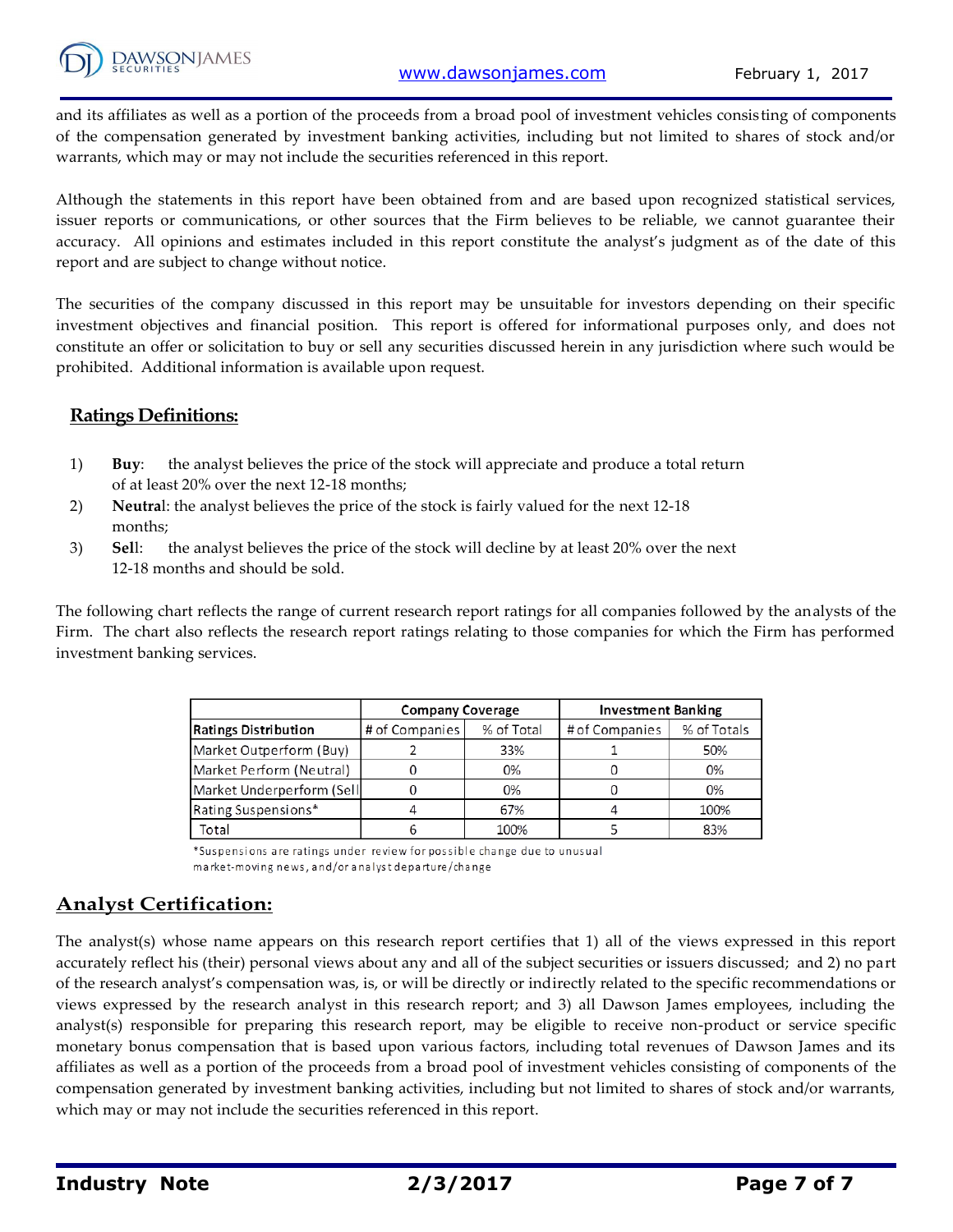and its affiliates as well as a portion of the proceeds from a broad pool of investment vehicles consisting of components of the compensation generated by investment banking activities, including but not limited to shares of stock and/or warrants, which may or may not include the securities referenced in this report.

Although the statements in this report have been obtained from and are based upon recognized statistical services, issuer reports or communications, or other sources that the Firm believes to be reliable, we cannot guarantee their accuracy. All opinions and estimates included in this report constitute the analyst's judgment as of the date of this report and are subject to change without notice.

The securities of the company discussed in this report may be unsuitable for investors depending on their specific investment objectives and financial position. This report is offered for informational purposes only, and does not constitute an offer or solicitation to buy or sell any securities discussed herein in any jurisdiction where such would be prohibited. Additional information is available upon request.

## Ratings Definitions:

1) **Buy**: the analyst believes the price of the stock will appreciate and produce a total return of at least 20% over the next 12-18 months;
2) **Neutral**: the analyst believes the price of the stock is fairly valued for the next 12-18 months;
3) **Sell**: the analyst believes the price of the stock will decline by at least 20% over the next 12-18 months and should be sold.

The following chart reflects the range of current research report ratings for all companies followed by the analysts of the Firm. The chart also reflects the research report ratings relating to those companies for which the Firm has performed investment banking services.

| | Company Coverage | | Investment Banking | |
|---|---|---|---|---|
| Ratings Distribution | # of Companies | % of Total | # of Companies | % of Totals |
| Market Outperform (Buy) | 2 | 33% | 1 | 50% |
| Market Perform (Neutral) | 0 | 0% | 0 | 0% |
| Market Underperform (Sell | 0 | 0% | 0 | 0% |
| Rating Suspensions* | 4 | 67% | 4 | 100% |
| Total | 6 | 100% | 5 | 83% |

*Suspensions are ratings under review for possible change due to unusual market-moving news, and/or analyst departure/change

## Analyst Certification:

The analyst(s) whose name appears on this research report certifies that 1) all of the views expressed in this report accurately reflect his (their) personal views about any and all of the subject securities or issuers discussed; and 2) no part of the research analyst's compensation was, is, or will be directly or indirectly related to the specific recommendations or views expressed by the research analyst in this research report; and 3) all Dawson James employees, including the analyst(s) responsible for preparing this research report, may be eligible to receive non-product or service specific monetary bonus compensation that is based upon various factors, including total revenues of Dawson James and its affiliates as well as a portion of the proceeds from a broad pool of investment vehicles consisting of components of the compensation generated by investment banking activities, including but not limited to shares of stock and/or warrants, which may or may not include the securities referenced in this report.